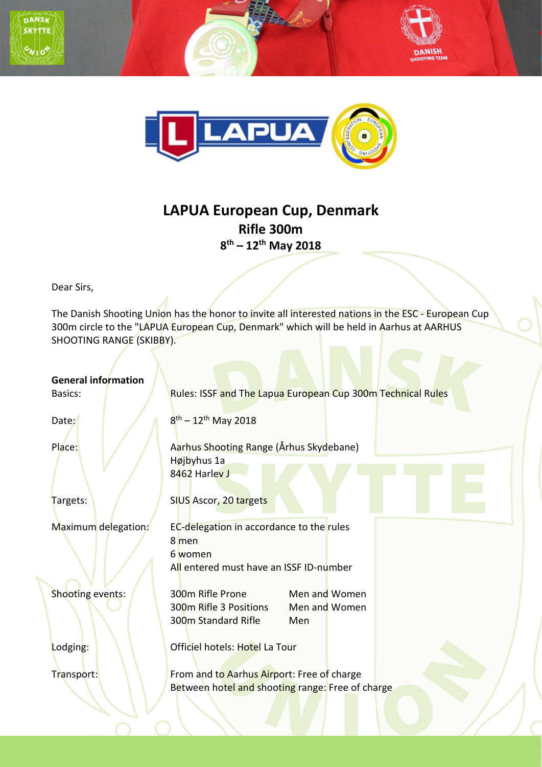# LAPUA European Cup, Denmark

## Rifle 300m

## 8th – 12th May 2018

Dear Sirs,

The Danish Shooting Union has the honor to invite all interested nations in the ESC - European Cup 300m circle to the "LAPUA European Cup, Denmark" which will be held in Aarhus at AARHUS SHOOTING RANGE (SKIBBY).

**General information**

| | | |
|---|---|---|
| Basics: | Rules: ISSF and The Lapua European Cup 300m Technical Rules | |
| Date: | 8th – 12th May 2018 | |
| Place: | Aarhus Shooting Range (Århus Skydebane)<br>Højbyhus 1a<br>8462 Harlev J | |
| Targets: | SIUS Ascor, 20 targets | |
| Maximum delegation: | EC-delegation in accordance to the rules<br>8 men<br>6 women<br>All entered must have an ISSF ID-number | |
| Shooting events: | 300m Rifle Prone | Men and Women |
| | 300m Rifle 3 Positions | Men and Women |
| | 300m Standard Rifle | Men |
| Lodging: | Officiel hotels: Hotel La Tour | |
| Transport: | From and to Aarhus Airport: Free of charge<br>Between hotel and shooting range: Free of charge | |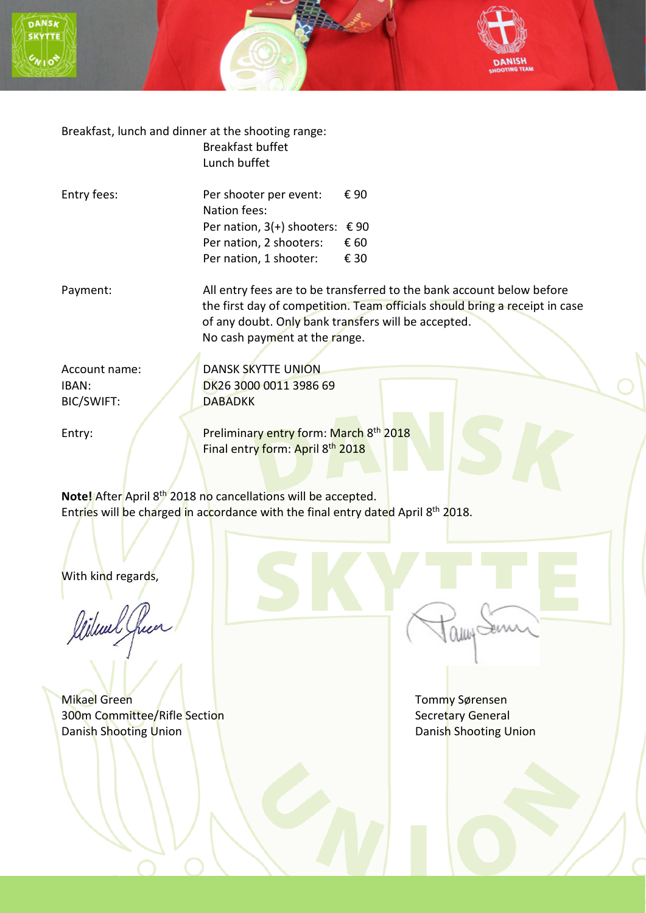Breakfast, lunch and dinner at the shooting range:

Breakfast buffet
Lunch buffet

| | | |
|---|---|---|
| Entry fees: | Per shooter per event: | € 90 |
| | Nation fees: | |
| | Per nation, 3(+) shooters: | € 90 |
| | Per nation, 2 shooters: | € 60 |
| | Per nation, 1 shooter: | € 30 |

Payment: All entry fees are to be transferred to the bank account below before the first day of competition. Team officials should bring a receipt in case of any doubt. Only bank transfers will be accepted.
No cash payment at the range.

Account name: DANSK SKYTTE UNION
IBAN: DK26 3000 0011 3986 69
BIC/SWIFT: DABADKK

Entry: Preliminary entry form: March 8th 2018
Final entry form: April 8th 2018

**Note!** After April 8th 2018 no cancellations will be accepted.
Entries will be charged in accordance with the final entry dated April 8th 2018.

With kind regards,

Mikael Green
300m Committee/Rifle Section
Danish Shooting Union

Tommy Sørensen
Secretary General
Danish Shooting Union